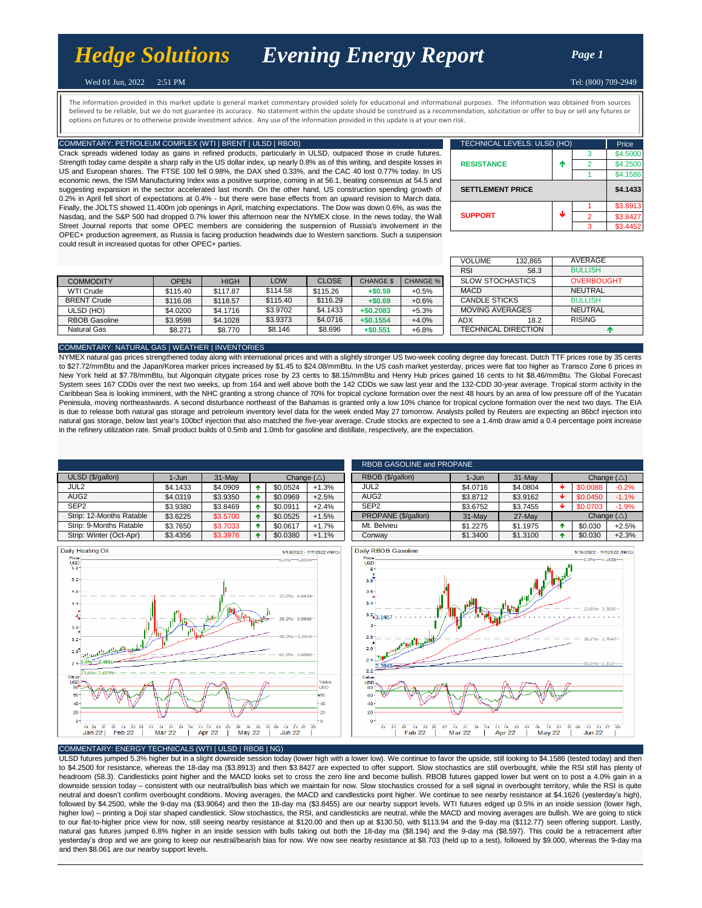# Hedge Solutions *Evening Energy Report*

Wed 01 Jun, 2022 2:51 PM

Tel: (800) 709-2949

The information provided in this market update is general market commentary provided solely for educational and informational purposes. The information was obtained from sources believed to be reliable, but we do not guarantee its accuracy. No statement within the update should be construed as a recommendation, solicitation or offer to buy or sell any futures or options on futures or to otherwise provide investment advice. Any use of the information provided in this update is at your own risk.

## COMMENTARY: PETROLEUM COMPLEX (WTI | BRENT | ULSD | RBOB)

Crack spreads widened today as gains in refined products, particularly in ULSD, outpaced those in crude futures. Strength today came despite a sharp rally in the US dollar index, up nearly 0.8% as of this writing, and despite losses in US and European shares. The FTSE 100 fell 0.98%, the DAX shed 0.33%, and the CAC 40 lost 0.77% today. In US economic news, the ISM Manufacturing Index was a positive surprise, coming in at 56.1, beating consensus at 54.5 and suggesting expansion in the sector accelerated last month. On the other hand, US construction spending growth of 0.2% in April fell short of expectations at 0.4% - but there were base effects from an upward revision to March data. Finally, the JOLTS showed 11.400m job openings in April, matching expectations. The Dow was down 0.6%, as was the Nasdaq, and the S&P 500 had dropped 0.7% lower this afternoon near the NYMEX close. In the news today, the Wall Street Journal reports that some OPEC members are considering the suspension of Russia's involvement in the OPEC+ production agreement, as Russia is facing production headwinds due to Western sanctions. Such a suspension could result in increased quotas for other OPEC+ parties.

| TECHNICAL LEVELS: ULSD (HO) | | | Price |
|---|---|---|---|
| RESISTANCE | ↑ | 3 | $4.5000 |
| | | 2 | $4.2500 |
| | | 1 | $4.1586 |
| SETTLEMENT PRICE | | | $4.1433 |
| SUPPORT | ↓ | 1 | $3.8913 |
| | | 2 | $3.8427 |
| | | 3 | $3.4452 |

| | | AVERAGE |
|---|---|---|
| VOLUME | 132,865 | AVERAGE |
| RSI | 58.3 | BULLISH |
| SLOW STOCHASTICS | | OVERBOUGHT |
| MACD | | NEUTRAL |
| CANDLE STICKS | | BULLISH |
| MOVING AVERAGES | | NEUTRAL |
| ADX | 18.2 | RISING |
| TECHNICAL DIRECTION | | ↑ |

| COMMODITY | OPEN | HIGH | LOW | CLOSE | CHANGE $ | CHANGE % |
|---|---|---|---|---|---|---|
| WTI Crude | $115.40 | $117.87 | $114.58 | $115.26 | +$0.59 | +0.5% |
| BRENT Crude | $116.08 | $118.57 | $115.40 | $116.29 | +$0.69 | +0.6% |
| ULSD (HO) | $4.0200 | $4.1716 | $3.9702 | $4.1433 | +$0.2083 | +5.3% |
| RBOB Gasoline | $3.9598 | $4.1028 | $3.9373 | $4.0716 | +$0.1554 | +4.0% |
| Natural Gas | $8.271 | $8.770 | $8.146 | $8.696 | +$0.551 | +6.8% |

## COMMENTARY: NATURAL GAS | WEATHER | INVENTORIES

NYMEX natural gas prices strengthened today along with international prices and with a slightly stronger US two-week cooling degree day forecast. Dutch TTF prices rose by 35 cents to $27.72/mmBtu and the Japan/Korea marker prices increased by $1.45 to $24.08/mmBtu. In the US cash market yesterday, prices were flat too higher as Transco Zone 6 prices in New York held at $7.78/mmBtu, but Algonquin citygate prices rose by 23 cents to $8.15/mmBtu and Henry Hub prices gained 16 cents to hit $8.46/mmBtu. The Global Forecast System sees 167 CDDs over the next two weeks, up from 164 and well above both the 142 CDDs we saw last year and the 132-CDD 30-year average. Tropical storm activity in the Caribbean Sea is looking imminent, with the NHC granting a strong chance of 70% for tropical cyclone formation over the next 48 hours by an area of low pressure off of the Yucatan Peninsula, moving northeastwards. A second disturbance northeast of the Bahamas is granted only a low 10% chance for tropical cyclone formation over the next two days. The EIA is due to release both natural gas storage and petroleum inventory level data for the week ended May 27 tomorrow. Analysts polled by Reuters are expecting an 86bcf injection into natural gas storage, below last year's 100bcf injection that also matched the five-year average. Crude stocks are expected to see a 1.4mb draw amid a 0.4 percentage point increase in the refinery utilization rate. Small product builds of 0.5mb and 1.0mb for gasoline and distillate, respectively, are the expectation.

| ULSD ($/gallon) | 1-Jun | 31-May | Change (△) | | |
|---|---|---|---|---|---|
| JUL2 | $4.1433 | $4.0909 | ↑ | $0.0524 | +1.3% |
| AUG2 | $4.0319 | $3.9350 | ↑ | $0.0969 | +2.5% |
| SEP2 | $3.9380 | $3.8469 | ↑ | $0.0911 | +2.4% |
| Strip: 12-Months Ratable | $3.6225 | $3.5700 | ↑ | $0.0525 | +1.5% |
| Strip: 9-Months Ratable | $3.7650 | $3.7033 | ↑ | $0.0617 | +1.7% |
| Strip: Winter (Oct-Apr) | $3.4356 | $3.3976 | ↑ | $0.0380 | +1.1% |

### RBOB GASOLINE and PROPANE

| RBOB ($/gallon) | 1-Jun | 31-May | Change (△) | | |
|---|---|---|---|---|---|
| JUL2 | $4.0716 | $4.0804 | ↓ | $0.0088 | -0.2% |
| AUG2 | $3.8712 | $3.9162 | ↓ | $0.0450 | -1.1% |
| SEP2 | $3.6752 | $3.7455 | ↓ | $0.0703 | -1.9% |
| **PROPANE ($/gallon)** | **31-May** | **27-May** | **Change (△)** | | |
| Mt. Belvieu | $1.2275 | $1.1975 | ↑ | $0.030 | +2.5% |
| Conway | $1.3400 | $1.3100 | ↑ | $0.030 | +2.3% |

Daily Heating Oil

Daily RBOB Gasoline

## COMMENTARY: ENERGY TECHNICALS (WTI | ULSD | RBOB | NG)

ULSD futures jumped 5.3% higher but in a slight downside session today (lower high with a lower low). We continue to favor the upside, still looking to $4.1586 (tested today) and then to $4.2500 for resistance, whereas the 18-day ma ($3.8913) and then $3.8427 are expected to offer support. Slow stochastics are still overbought, while the RSI still has plenty of headroom (58.3). Candlesticks point higher and the MACD looks set to cross the zero line and become bullish. RBOB futures gapped lower but went on to post a 4.0% gain in a downside session today – consistent with our neutral/bullish bias which we maintain for now. Slow stochastics crossed for a sell signal in overbought territory, while the RSI is quite neutral and doesn't confirm overbought conditions. Moving averages, the MACD and candlesticks point higher. We continue to see nearby resistance at $4.1626 (yesterday's high), followed by $4.2500, while the 9-day ma ($3.9064) and then the 18-day ma ($3.8455) are our nearby support levels. WTI futures edged up 0.5% in an inside session (lower high, higher low) – printing a Doji star shaped candlestick. Slow stochastics, the RSI, and candlesticks are neutral, while the MACD and moving averages are bullish. We are going to stick to our flat-to-higher price view for now, still seeing nearby resistance at $120.00 and then up at $130.50, with $113.94 and the 9-day ma ($112.77) seen offering support. Lastly, natural gas futures jumped 6.8% higher in an inside session with bulls taking out both the 18-day ma ($8.194) and the 9-day ma ($8.597). This could be a retracement after yesterday's drop and we are going to keep our neutral/bearish bias for now. We now see nearby resistance at $8.703 (held up to a test), followed by $9.000, whereas the 9-day ma and then $8.061 are our nearby support levels.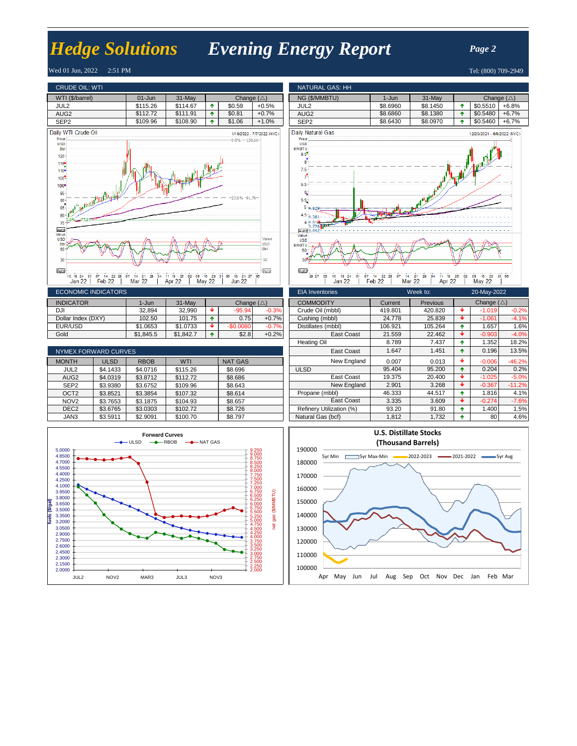# Hedge Solutions Evening Energy Report

Wed 01 Jun, 2022 2:51 PM

Tel: (800) 709-2949

## CRUDE OIL: WTI

| WTI ($/barrel) | 01-Jun | 31-May | | Change (△) | |
|---|---|---|---|---|---|
| JUL2 | $115.26 | $114.67 | ↑ | $0.59 | +0.5% |
| AUG2 | $112.72 | $111.91 | ↑ | $0.81 | +0.7% |
| SEP2 | $109.96 | $108.90 | ↑ | $1.06 | +1.0% |

Daily WTI Crude Oil
1/10/2022 - 7/7/2022 (NYC)
Price USD Bbl
120 115 110 105 100 95 90 85 80 75
0.0% 130.66
23.6% 91.76
0.0% 77.07
Value USD Bbl
60 30
Jan 22 Feb 22 Mar 22 Apr 22 May 22 Jun 22

## NATURAL GAS: HH

| NG ($/MMBTU) | 1-Jun | 31-May | | Change (△) | |
|---|---|---|---|---|---|
| JUL2 | $8.6960 | $8.1450 | ↑ | $0.5510 | +6.8% |
| AUG2 | $8.6860 | $8.1380 | ↑ | $0.5480 | +6.7% |
| SEP2 | $8.6430 | $8.0970 | ↑ | $0.5460 | +6.7% |

Daily Natural Gas
12/20/2021 - 6/9/2022 (NYC)
Price USD MMBTU
8.5 8 7.5 7 6.5 6 5.5 5 4.5 4
4.929 4.361 4.014 3.776 3.442
Value USD MMBTU
60 30
Jan 22 Feb 22 Mar 22 Apr 22 May 22

## ECONOMIC INDICATORS

| INDICATOR | 1-Jun | 31-May | | Change (△) | |
|---|---|---|---|---|---|
| DJI | 32,894 | 32,990 | ↓ | -95.94 | -0.3% |
| Dollar Index (DXY) | 102.50 | 101.75 | ↑ | 0.75 | +0.7% |
| EUR/USD | $1.0653 | $1.0733 | ↓ | -$0.0080 | -0.7% |
| Gold | $1,845.5 | $1,842.7 | ↑ | $2.8 | +0.2% |

## NYMEX FORWARD CURVES

| MONTH | ULSD | RBOB | WTI | NAT GAS |
|---|---|---|---|---|
| JUL2 | $4.1433 | $4.0716 | $115.26 | $8.696 |
| AUG2 | $4.0319 | $3.8712 | $112.72 | $8.686 |
| SEP2 | $3.9380 | $3.6752 | $109.96 | $8.643 |
| OCT2 | $3.8521 | $3.3854 | $107.32 | $8.614 |
| NOV2 | $3.7653 | $3.1875 | $104.93 | $8.657 |
| DEC2 | $3.6765 | $3.0303 | $102.72 | $8.726 |
| JAN3 | $3.5911 | $2.9091 | $100.70 | $8.797 |

## EIA Inventories — Week to: 20-May-2022

| COMMODITY | Current | Previous | | Change (△) | |
|---|---|---|---|---|---|
| Crude Oil (mbbl) | 419.801 | 420.820 | ↓ | -1.019 | -0.2% |
| Cushing (mbbl) | 24.778 | 25.839 | ↓ | -1.061 | -4.1% |
| Distillates (mbbl) | 106.921 | 105.264 | ↑ | 1.657 | 1.6% |
| East Coast | 21.559 | 22.462 | ↓ | -0.903 | -4.0% |
| Heating Oil | 8.789 | 7.437 | ↑ | 1.352 | 18.2% |
| East Coast | 1.647 | 1.451 | ↑ | 0.196 | 13.5% |
| New England | 0.007 | 0.013 | ↓ | -0.006 | -46.2% |
| ULSD | 95.404 | 95.200 | ↑ | 0.204 | 0.2% |
| East Coast | 19.375 | 20.400 | ↓ | -1.025 | -5.0% |
| New England | 2.901 | 3.268 | ↓ | -0.367 | -11.2% |
| Propane (mbbl) | 46.333 | 44.517 | ↑ | 1.816 | 4.1% |
| East Coast | 3.335 | 3.609 | ↓ | -0.274 | -7.6% |
| Refinery Utilization (%) | 93.20 | 91.80 | ↑ | 1.400 | 1.5% |
| Natural Gas (bcf) | 1,812 | 1,732 | ↑ | 80 | 4.6% |

Forward Curves
ULSD RBOB NAT GAS
fuels ($/gal)
5.0000 4.8500 4.7000 4.5500 4.4000 4.2500 4.1000 3.9500 3.8000 3.6500 3.5000 3.3500 3.2000 3.0500 2.9000 2.7500 2.6000 2.4500 2.3000 2.1500 2.0000
nat gas ($/MMBTU)
9.250 9.000 8.750 8.500 8.250 8.000 7.750 7.500 7.250 7.000 6.750 6.500 6.250 6.000 5.750 5.500 5.250 5.000 4.750 4.500 4.250 4.000 3.750 3.500 3.250 3.000 2.750 2.500 2.250 2.000
JUL2 NOV2 MAR3 JUL3 NOV3

**U.S. Distillate Stocks (Thousand Barrels)**
5yr Min 5yr Max-Min 2022-2023 2021-2022 5yr Avg
190000 180000 170000 160000 150000 140000 130000 120000 110000 100000
Apr May Jun Jul Aug Sep Oct Nov Dec Jan Feb Mar